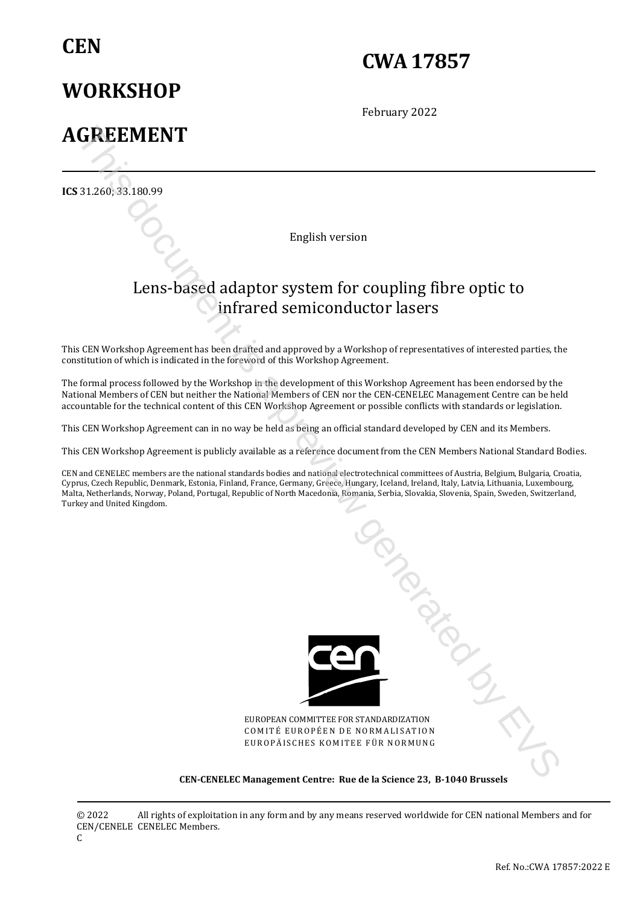# CEN WORKSHOP AGREEMENT

# CWA 17857

February 2022

**ICS** 31.260; 33.180.99

English version

## Lens-based adaptor system for coupling fibre optic to infrared semiconductor lasers

This CEN Workshop Agreement has been drafted and approved by a Workshop of representatives of interested parties, the constitution of which is indicated in the foreword of this Workshop Agreement.

The formal process followed by the Workshop in the development of this Workshop Agreement has been endorsed by the National Members of CEN but neither the National Members of CEN nor the CEN-CENELEC Management Centre can be held accountable for the technical content of this CEN Workshop Agreement or possible conflicts with standards or legislation.

This CEN Workshop Agreement can in no way be held as being an official standard developed by CEN and its Members.

This CEN Workshop Agreement is publicly available as a reference document from the CEN Members National Standard Bodies.

CEN and CENELEC members are the national standards bodies and national electrotechnical committees of Austria, Belgium, Bulgaria, Croatia, Cyprus, Czech Republic, Denmark, Estonia, Finland, France, Germany, Greece, Hungary, Iceland, Ireland, Italy, Latvia, Lithuania, Luxembourg, Malta, Netherlands, Norway, Poland, Portugal, Republic of North Macedonia, Romania, Serbia, Slovakia, Slovenia, Spain, Sweden, Switzerland, Turkey and United Kingdom.

EUROPEAN COMMITTEE FOR STANDARDIZATION
COMITÉ EUROPÉEN DE NORMALISATION
EUROPÄISCHES KOMITEE FÜR NORMUNG

**CEN-CENELEC Management Centre: Rue de la Science 23, B-1040 Brussels**

© 2022 CEN/CENELEC All rights of exploitation in any form and by any means reserved worldwide for CEN national Members and for CENELEC Members.

Ref. No.:CWA 17857:2022 E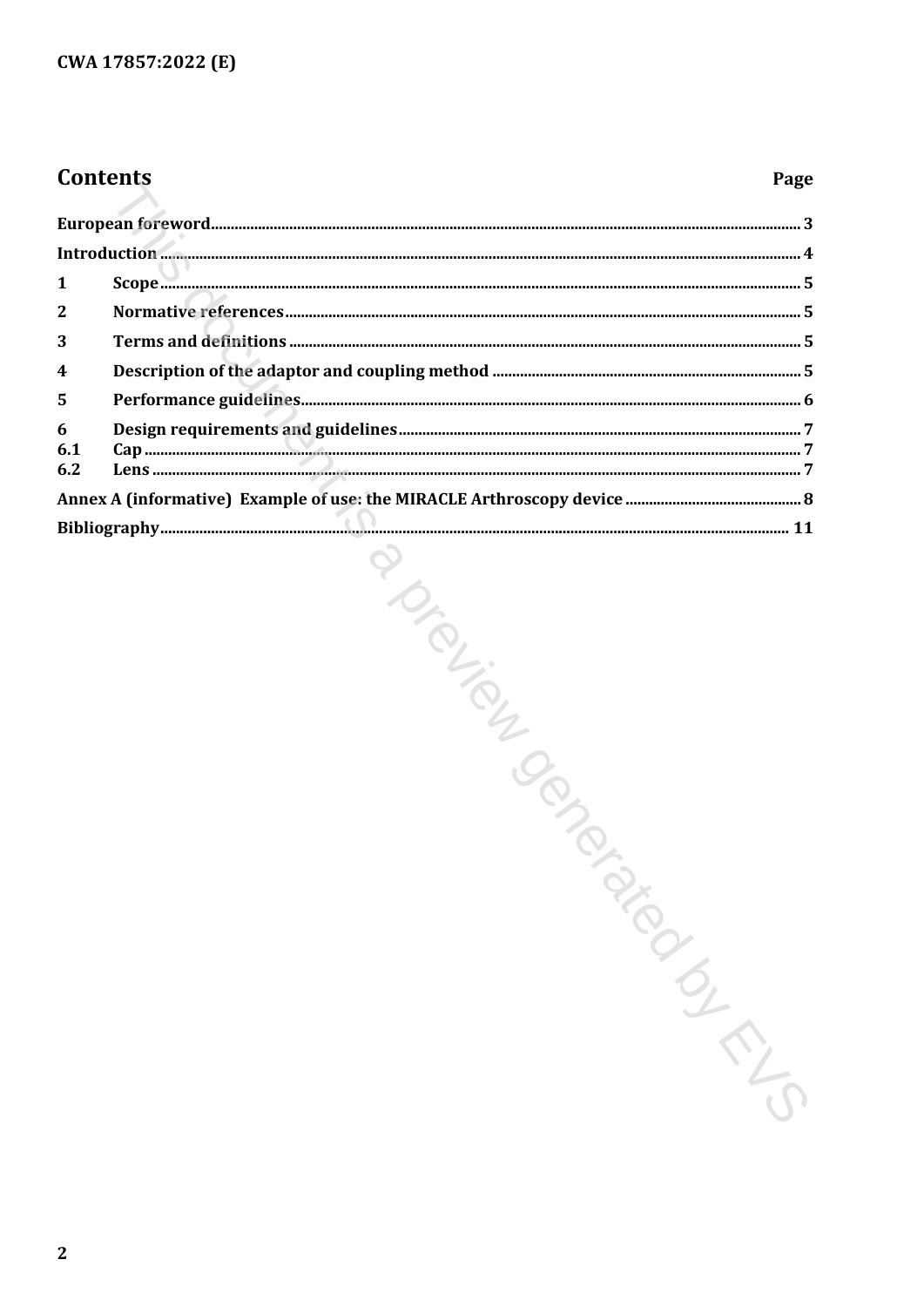# Contents

| | | Page |
|---|---|---|
| European foreword | | 3 |
| Introduction | | 4 |
| 1 | Scope | 5 |
| 2 | Normative references | 5 |
| 3 | Terms and definitions | 5 |
| 4 | Description of the adaptor and coupling method | 5 |
| 5 | Performance guidelines | 6 |
| 6 | Design requirements and guidelines | 7 |
| 6.1 | Cap | 7 |
| 6.2 | Lens | 7 |
| Annex A (informative) Example of use: the MIRACLE Arthroscopy device | | 8 |
| Bibliography | | 11 |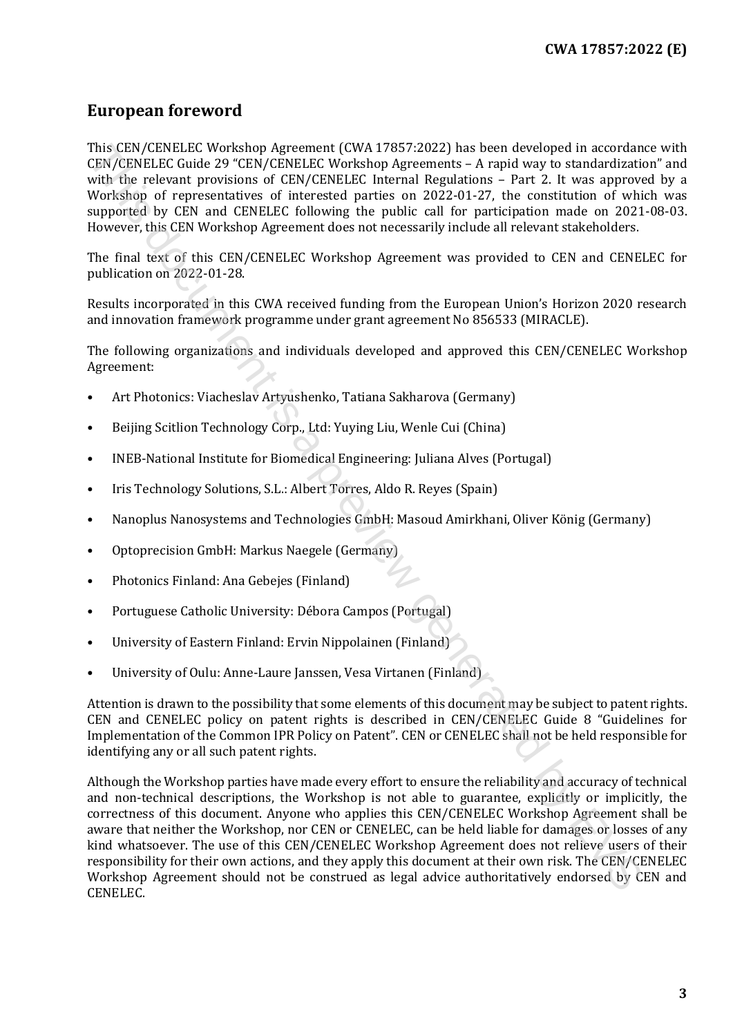## European foreword

This CEN/CENELEC Workshop Agreement (CWA 17857:2022) has been developed in accordance with CEN/CENELEC Guide 29 "CEN/CENELEC Workshop Agreements – A rapid way to standardization" and with the relevant provisions of CEN/CENELEC Internal Regulations – Part 2. It was approved by a Workshop of representatives of interested parties on 2022-01-27, the constitution of which was supported by CEN and CENELEC following the public call for participation made on 2021-08-03. However, this CEN Workshop Agreement does not necessarily include all relevant stakeholders.

The final text of this CEN/CENELEC Workshop Agreement was provided to CEN and CENELEC for publication on 2022-01-28.

Results incorporated in this CWA received funding from the European Union's Horizon 2020 research and innovation framework programme under grant agreement No 856533 (MIRACLE).

The following organizations and individuals developed and approved this CEN/CENELEC Workshop Agreement:

- Art Photonics: Viacheslav Artyushenko, Tatiana Sakharova (Germany)
- Beijing Scitlion Technology Corp., Ltd: Yuying Liu, Wenle Cui (China)
- INEB-National Institute for Biomedical Engineering: Juliana Alves (Portugal)
- Iris Technology Solutions, S.L.: Albert Torres, Aldo R. Reyes (Spain)
- Nanoplus Nanosystems and Technologies GmbH: Masoud Amirkhani, Oliver König (Germany)
- Optoprecision GmbH: Markus Naegele (Germany)
- Photonics Finland: Ana Gebejes (Finland)
- Portuguese Catholic University: Débora Campos (Portugal)
- University of Eastern Finland: Ervin Nippolainen (Finland)
- University of Oulu: Anne-Laure Janssen, Vesa Virtanen (Finland)

Attention is drawn to the possibility that some elements of this document may be subject to patent rights. CEN and CENELEC policy on patent rights is described in CEN/CENELEC Guide 8 "Guidelines for Implementation of the Common IPR Policy on Patent". CEN or CENELEC shall not be held responsible for identifying any or all such patent rights.

Although the Workshop parties have made every effort to ensure the reliability and accuracy of technical and non-technical descriptions, the Workshop is not able to guarantee, explicitly or implicitly, the correctness of this document. Anyone who applies this CEN/CENELEC Workshop Agreement shall be aware that neither the Workshop, nor CEN or CENELEC, can be held liable for damages or losses of any kind whatsoever. The use of this CEN/CENELEC Workshop Agreement does not relieve users of their responsibility for their own actions, and they apply this document at their own risk. The CEN/CENELEC Workshop Agreement should not be construed as legal advice authoritatively endorsed by CEN and CENELEC.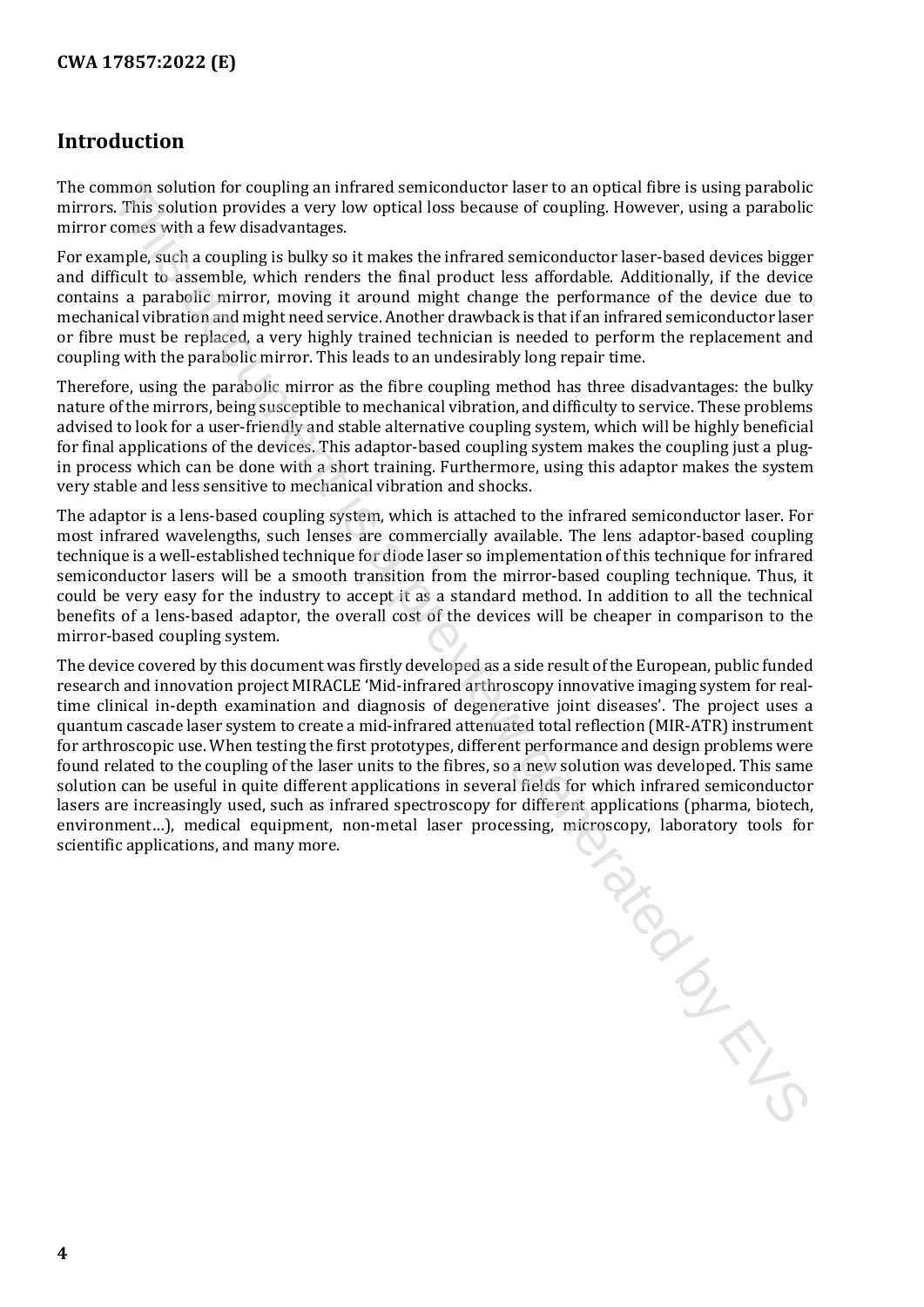## Introduction

The common solution for coupling an infrared semiconductor laser to an optical fibre is using parabolic mirrors. This solution provides a very low optical loss because of coupling. However, using a parabolic mirror comes with a few disadvantages.

For example, such a coupling is bulky so it makes the infrared semiconductor laser-based devices bigger and difficult to assemble, which renders the final product less affordable. Additionally, if the device contains a parabolic mirror, moving it around might change the performance of the device due to mechanical vibration and might need service. Another drawback is that if an infrared semiconductor laser or fibre must be replaced, a very highly trained technician is needed to perform the replacement and coupling with the parabolic mirror. This leads to an undesirably long repair time.

Therefore, using the parabolic mirror as the fibre coupling method has three disadvantages: the bulky nature of the mirrors, being susceptible to mechanical vibration, and difficulty to service. These problems advised to look for a user-friendly and stable alternative coupling system, which will be highly beneficial for final applications of the devices. This adaptor-based coupling system makes the coupling just a plug-in process which can be done with a short training. Furthermore, using this adaptor makes the system very stable and less sensitive to mechanical vibration and shocks.

The adaptor is a lens-based coupling system, which is attached to the infrared semiconductor laser. For most infrared wavelengths, such lenses are commercially available. The lens adaptor-based coupling technique is a well-established technique for diode laser so implementation of this technique for infrared semiconductor lasers will be a smooth transition from the mirror-based coupling technique. Thus, it could be very easy for the industry to accept it as a standard method. In addition to all the technical benefits of a lens-based adaptor, the overall cost of the devices will be cheaper in comparison to the mirror-based coupling system.

The device covered by this document was firstly developed as a side result of the European, public funded research and innovation project MIRACLE 'Mid-infrared arthroscopy innovative imaging system for real-time clinical in-depth examination and diagnosis of degenerative joint diseases'. The project uses a quantum cascade laser system to create a mid-infrared attenuated total reflection (MIR-ATR) instrument for arthroscopic use. When testing the first prototypes, different performance and design problems were found related to the coupling of the laser units to the fibres, so a new solution was developed. This same solution can be useful in quite different applications in several fields for which infrared semiconductor lasers are increasingly used, such as infrared spectroscopy for different applications (pharma, biotech, environment…), medical equipment, non-metal laser processing, microscopy, laboratory tools for scientific applications, and many more.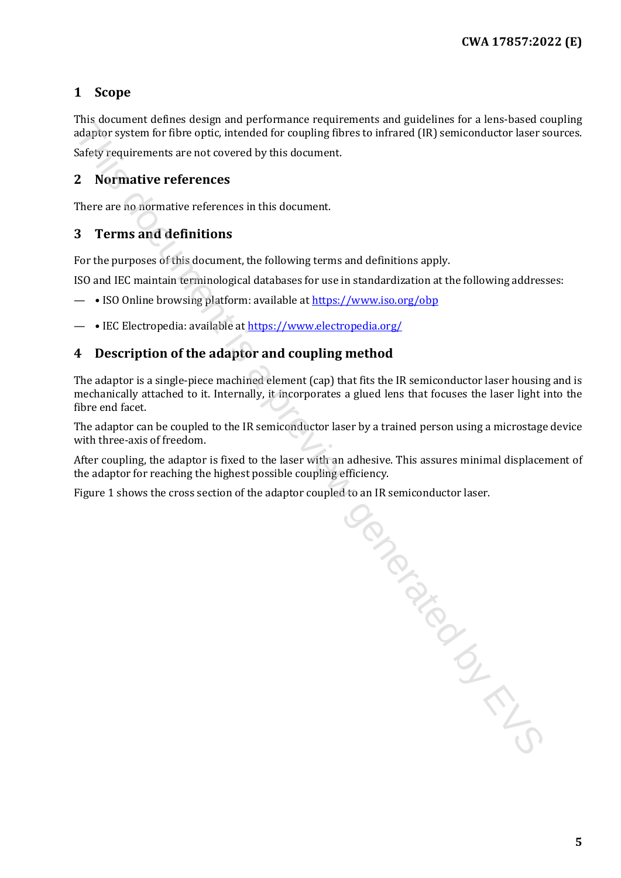# 1 Scope

This document defines design and performance requirements and guidelines for a lens-based coupling adaptor system for fibre optic, intended for coupling fibres to infrared (IR) semiconductor laser sources.

Safety requirements are not covered by this document.

# 2 Normative references

There are no normative references in this document.

# 3 Terms and definitions

For the purposes of this document, the following terms and definitions apply.

ISO and IEC maintain terminological databases for use in standardization at the following addresses:

— • ISO Online browsing platform: available at https://www.iso.org/obp

— • IEC Electropedia: available at https://www.electropedia.org/

# 4 Description of the adaptor and coupling method

The adaptor is a single-piece machined element (cap) that fits the IR semiconductor laser housing and is mechanically attached to it. Internally, it incorporates a glued lens that focuses the laser light into the fibre end facet.

The adaptor can be coupled to the IR semiconductor laser by a trained person using a microstage device with three-axis of freedom.

After coupling, the adaptor is fixed to the laser with an adhesive. This assures minimal displacement of the adaptor for reaching the highest possible coupling efficiency.

Figure 1 shows the cross section of the adaptor coupled to an IR semiconductor laser.